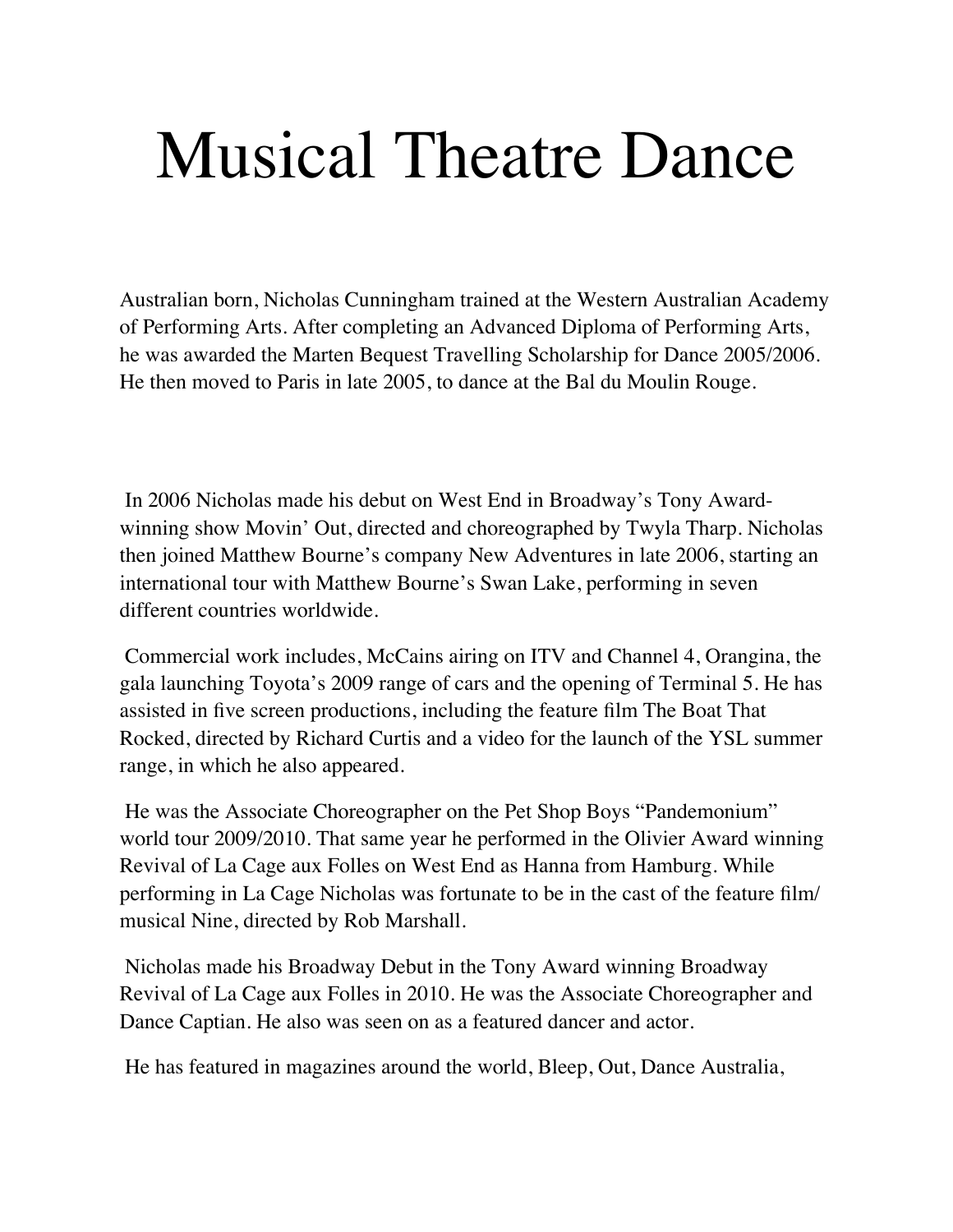# Musical Theatre Dance

Australian born, Nicholas Cunningham trained at the Western Australian Academy of Performing Arts. After completing an Advanced Diploma of Performing Arts, he was awarded the Marten Bequest Travelling Scholarship for Dance 2005/2006. He then moved to Paris in late 2005, to dance at the Bal du Moulin Rouge.

In 2006 Nicholas made his debut on West End in Broadway's Tony Award-winning show Movin' Out, directed and choreographed by Twyla Tharp. Nicholas then joined Matthew Bourne's company New Adventures in late 2006, starting an international tour with Matthew Bourne's Swan Lake, performing in seven different countries worldwide.

Commercial work includes, McCains airing on ITV and Channel 4, Orangina, the gala launching Toyota's 2009 range of cars and the opening of Terminal 5. He has assisted in five screen productions, including the feature film The Boat That Rocked, directed by Richard Curtis and a video for the launch of the YSL summer range, in which he also appeared.

He was the Associate Choreographer on the Pet Shop Boys "Pandemonium" world tour 2009/2010. That same year he performed in the Olivier Award winning Revival of La Cage aux Folles on West End as Hanna from Hamburg. While performing in La Cage Nicholas was fortunate to be in the cast of the feature film/ musical Nine, directed by Rob Marshall.

Nicholas made his Broadway Debut in the Tony Award winning Broadway Revival of La Cage aux Folles in 2010. He was the Associate Choreographer and Dance Captian. He also was seen on as a featured dancer and actor.

He has featured in magazines around the world, Bleep, Out, Dance Australia,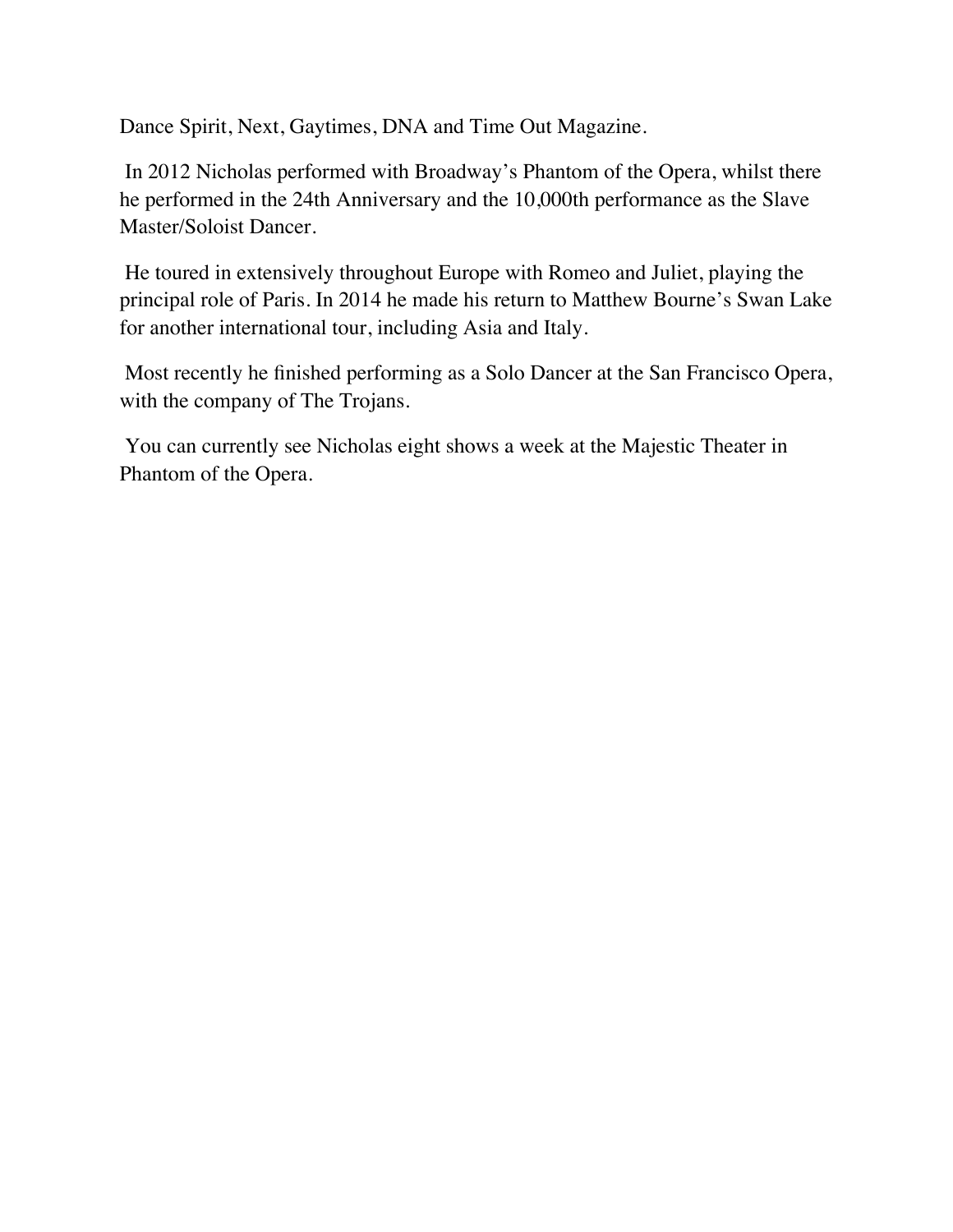Dance Spirit, Next, Gaytimes, DNA and Time Out Magazine.

In 2012 Nicholas performed with Broadway's Phantom of the Opera, whilst there he performed in the 24th Anniversary and the 10,000th performance as the Slave Master/Soloist Dancer.

He toured in extensively throughout Europe with Romeo and Juliet, playing the principal role of Paris. In 2014 he made his return to Matthew Bourne's Swan Lake for another international tour, including Asia and Italy.

Most recently he finished performing as a Solo Dancer at the San Francisco Opera, with the company of The Trojans.

You can currently see Nicholas eight shows a week at the Majestic Theater in Phantom of the Opera.